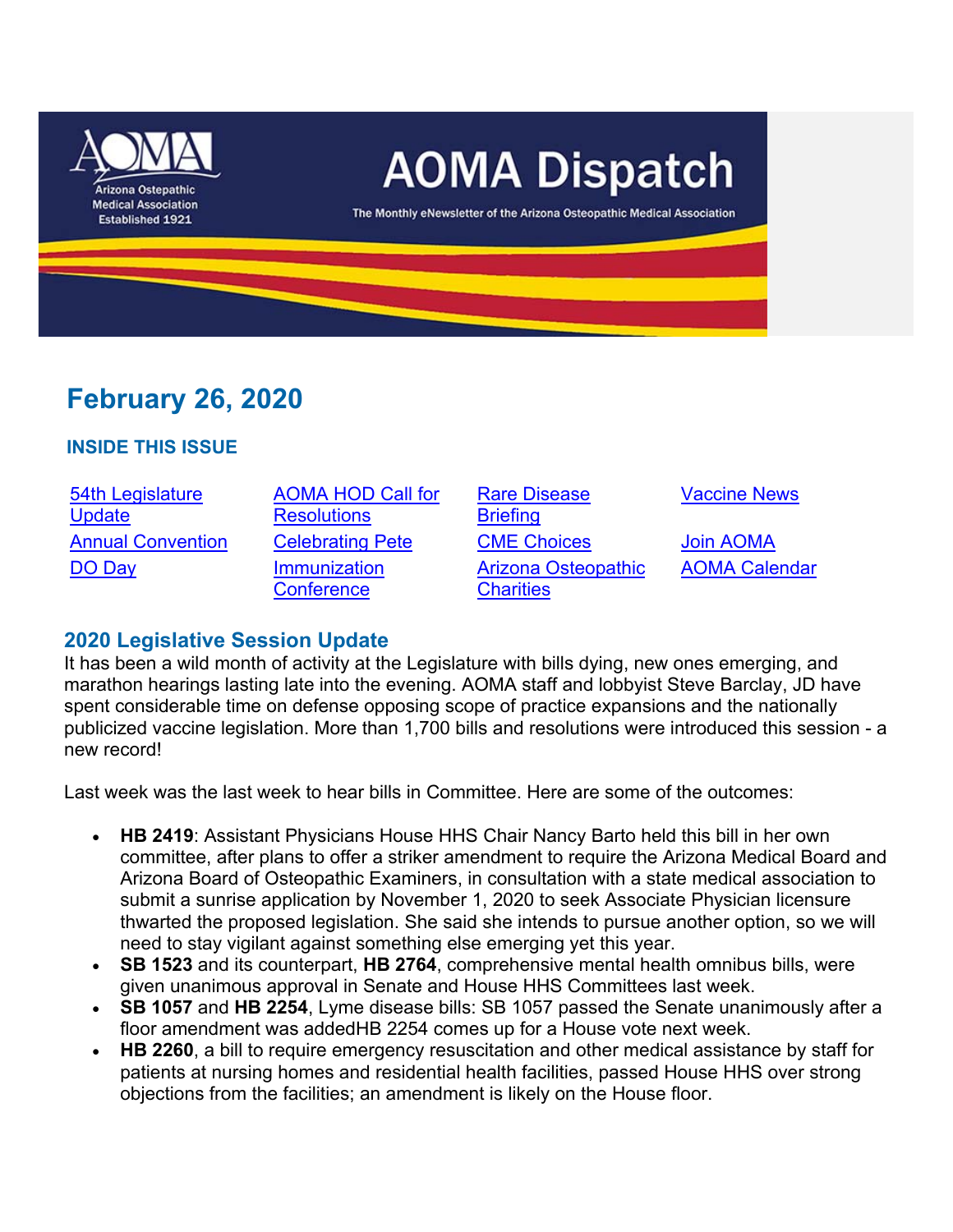# AOMA Dispatch

Arizona Osteopathic Medical Association
Established 1921

The Monthly eNewsletter of the Arizona Osteopathic Medical Association

## February 26, 2020

### INSIDE THIS ISSUE

| | | | |
|---|---|---|---|
| 54th Legislature Update | AOMA HOD Call for Resolutions | Rare Disease Briefing | Vaccine News |
| Annual Convention | Celebrating Pete | CME Choices | Join AOMA |
| DO Day | Immunization Conference | Arizona Osteopathic Charities | AOMA Calendar |

### 2020 Legislative Session Update

It has been a wild month of activity at the Legislature with bills dying, new ones emerging, and marathon hearings lasting late into the evening. AOMA staff and lobbyist Steve Barclay, JD have spent considerable time on defense opposing scope of practice expansions and the nationally publicized vaccine legislation. More than 1,700 bills and resolutions were introduced this session - a new record!

Last week was the last week to hear bills in Committee. Here are some of the outcomes:

- **HB 2419**: Assistant Physicians House HHS Chair Nancy Barto held this bill in her own committee, after plans to offer a striker amendment to require the Arizona Medical Board and Arizona Board of Osteopathic Examiners, in consultation with a state medical association to submit a sunrise application by November 1, 2020 to seek Associate Physician licensure thwarted the proposed legislation. She said she intends to pursue another option, so we will need to stay vigilant against something else emerging yet this year.
- **SB 1523** and its counterpart, **HB 2764**, comprehensive mental health omnibus bills, were given unanimous approval in Senate and House HHS Committees last week.
- **SB 1057** and **HB 2254**, Lyme disease bills: SB 1057 passed the Senate unanimously after a floor amendment was addedHB 2254 comes up for a House vote next week.
- **HB 2260**, a bill to require emergency resuscitation and other medical assistance by staff for patients at nursing homes and residential health facilities, passed House HHS over strong objections from the facilities; an amendment is likely on the House floor.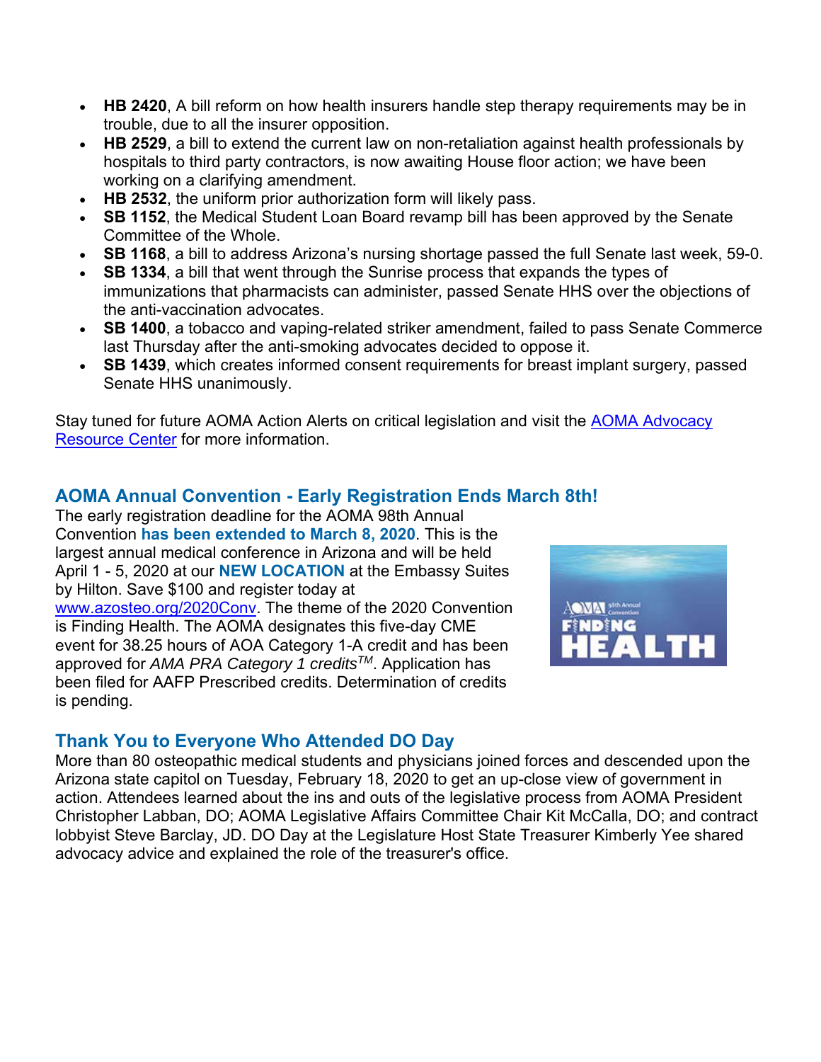- **HB 2420**, A bill reform on how health insurers handle step therapy requirements may be in trouble, due to all the insurer opposition.
- **HB 2529**, a bill to extend the current law on non-retaliation against health professionals by hospitals to third party contractors, is now awaiting House floor action; we have been working on a clarifying amendment.
- **HB 2532**, the uniform prior authorization form will likely pass.
- **SB 1152**, the Medical Student Loan Board revamp bill has been approved by the Senate Committee of the Whole.
- **SB 1168**, a bill to address Arizona's nursing shortage passed the full Senate last week, 59-0.
- **SB 1334**, a bill that went through the Sunrise process that expands the types of immunizations that pharmacists can administer, passed Senate HHS over the objections of the anti-vaccination advocates.
- **SB 1400**, a tobacco and vaping-related striker amendment, failed to pass Senate Commerce last Thursday after the anti-smoking advocates decided to oppose it.
- **SB 1439**, which creates informed consent requirements for breast implant surgery, passed Senate HHS unanimously.

Stay tuned for future AOMA Action Alerts on critical legislation and visit the [AOMA Advocacy Resource Center](#) for more information.

## AOMA Annual Convention - Early Registration Ends March 8th!

The early registration deadline for the AOMA 98th Annual Convention **has been extended to March 8, 2020**. This is the largest annual medical conference in Arizona and will be held April 1 - 5, 2020 at our **NEW LOCATION** at the Embassy Suites by Hilton. Save $100 and register today at [www.azosteo.org/2020Conv](http://www.azosteo.org/2020Conv). The theme of the 2020 Convention is Finding Health. The AOMA designates this five-day CME event for 38.25 hours of AOA Category 1-A credit and has been approved for *AMA PRA Category 1 credits™*. Application has been filed for AAFP Prescribed credits. Determination of credits is pending.

## Thank You to Everyone Who Attended DO Day

More than 80 osteopathic medical students and physicians joined forces and descended upon the Arizona state capitol on Tuesday, February 18, 2020 to get an up-close view of government in action. Attendees learned about the ins and outs of the legislative process from AOMA President Christopher Labban, DO; AOMA Legislative Affairs Committee Chair Kit McCalla, DO; and contract lobbyist Steve Barclay, JD. DO Day at the Legislature Host State Treasurer Kimberly Yee shared advocacy advice and explained the role of the treasurer's office.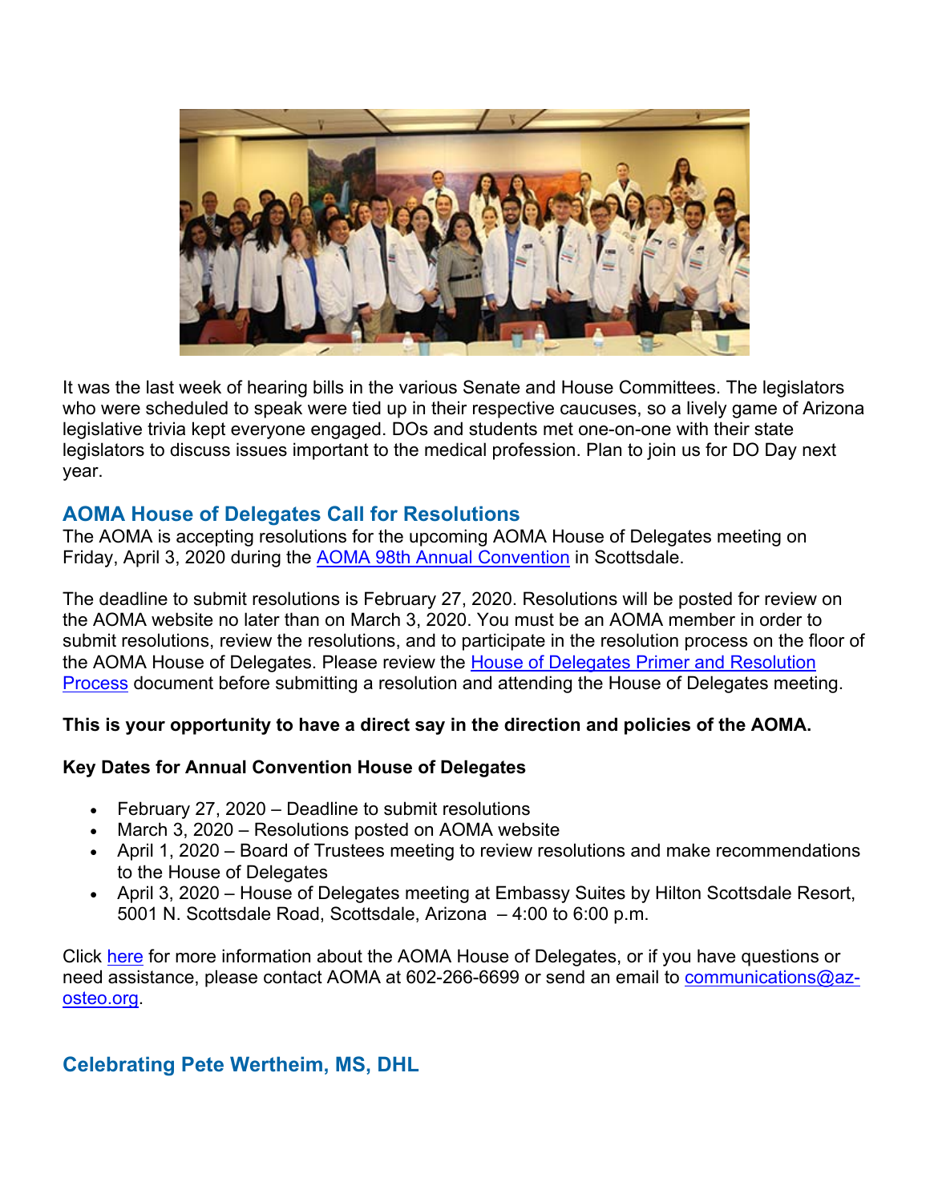It was the last week of hearing bills in the various Senate and House Committees. The legislators who were scheduled to speak were tied up in their respective caucuses, so a lively game of Arizona legislative trivia kept everyone engaged. DOs and students met one-on-one with their state legislators to discuss issues important to the medical profession. Plan to join us for DO Day next year.

## AOMA House of Delegates Call for Resolutions

The AOMA is accepting resolutions for the upcoming AOMA House of Delegates meeting on Friday, April 3, 2020 during the AOMA 98th Annual Convention in Scottsdale.

The deadline to submit resolutions is February 27, 2020. Resolutions will be posted for review on the AOMA website no later than on March 3, 2020. You must be an AOMA member in order to submit resolutions, review the resolutions, and to participate in the resolution process on the floor of the AOMA House of Delegates. Please review the House of Delegates Primer and Resolution Process document before submitting a resolution and attending the House of Delegates meeting.

**This is your opportunity to have a direct say in the direction and policies of the AOMA.**

**Key Dates for Annual Convention House of Delegates**

- February 27, 2020 – Deadline to submit resolutions
- March 3, 2020 – Resolutions posted on AOMA website
- April 1, 2020 – Board of Trustees meeting to review resolutions and make recommendations to the House of Delegates
- April 3, 2020 – House of Delegates meeting at Embassy Suites by Hilton Scottsdale Resort, 5001 N. Scottsdale Road, Scottsdale, Arizona – 4:00 to 6:00 p.m.

Click here for more information about the AOMA House of Delegates, or if you have questions or need assistance, please contact AOMA at 602-266-6699 or send an email to communications@az-osteo.org.

## Celebrating Pete Wertheim, MS, DHL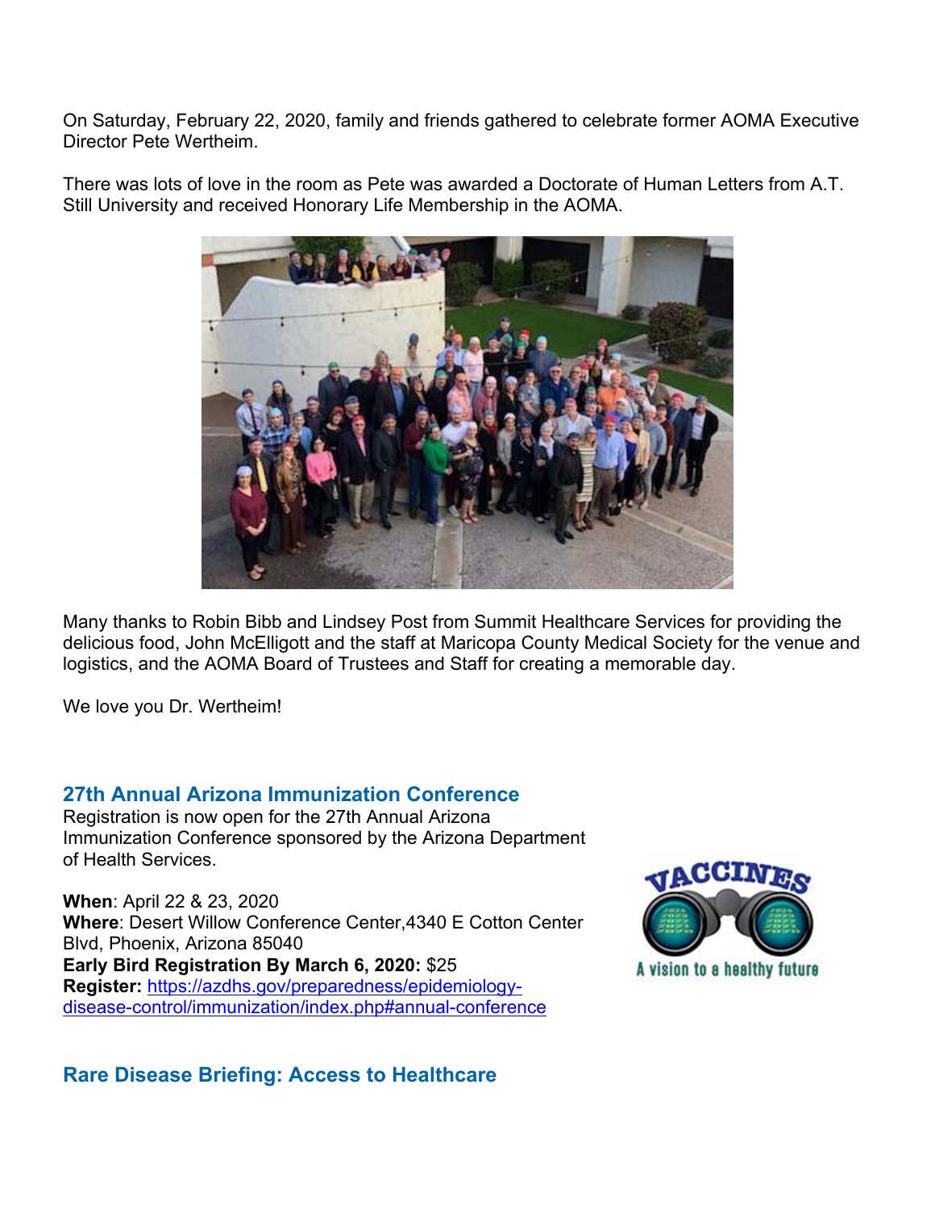On Saturday, February 22, 2020, family and friends gathered to celebrate former AOMA Executive Director Pete Wertheim.

There was lots of love in the room as Pete was awarded a Doctorate of Human Letters from A.T. Still University and received Honorary Life Membership in the AOMA.

Many thanks to Robin Bibb and Lindsey Post from Summit Healthcare Services for providing the delicious food, John McElligott and the staff at Maricopa County Medical Society for the venue and logistics, and the AOMA Board of Trustees and Staff for creating a memorable day.

We love you Dr. Wertheim!

## 27th Annual Arizona Immunization Conference

Registration is now open for the 27th Annual Arizona Immunization Conference sponsored by the Arizona Department of Health Services.

**When**: April 22 & 23, 2020
**Where**: Desert Willow Conference Center,4340 E Cotton Center Blvd, Phoenix, Arizona 85040
**Early Bird Registration By March 6, 2020:** $25
**Register:** https://azdhs.gov/preparedness/epidemiology-disease-control/immunization/index.php#annual-conference

## Rare Disease Briefing: Access to Healthcare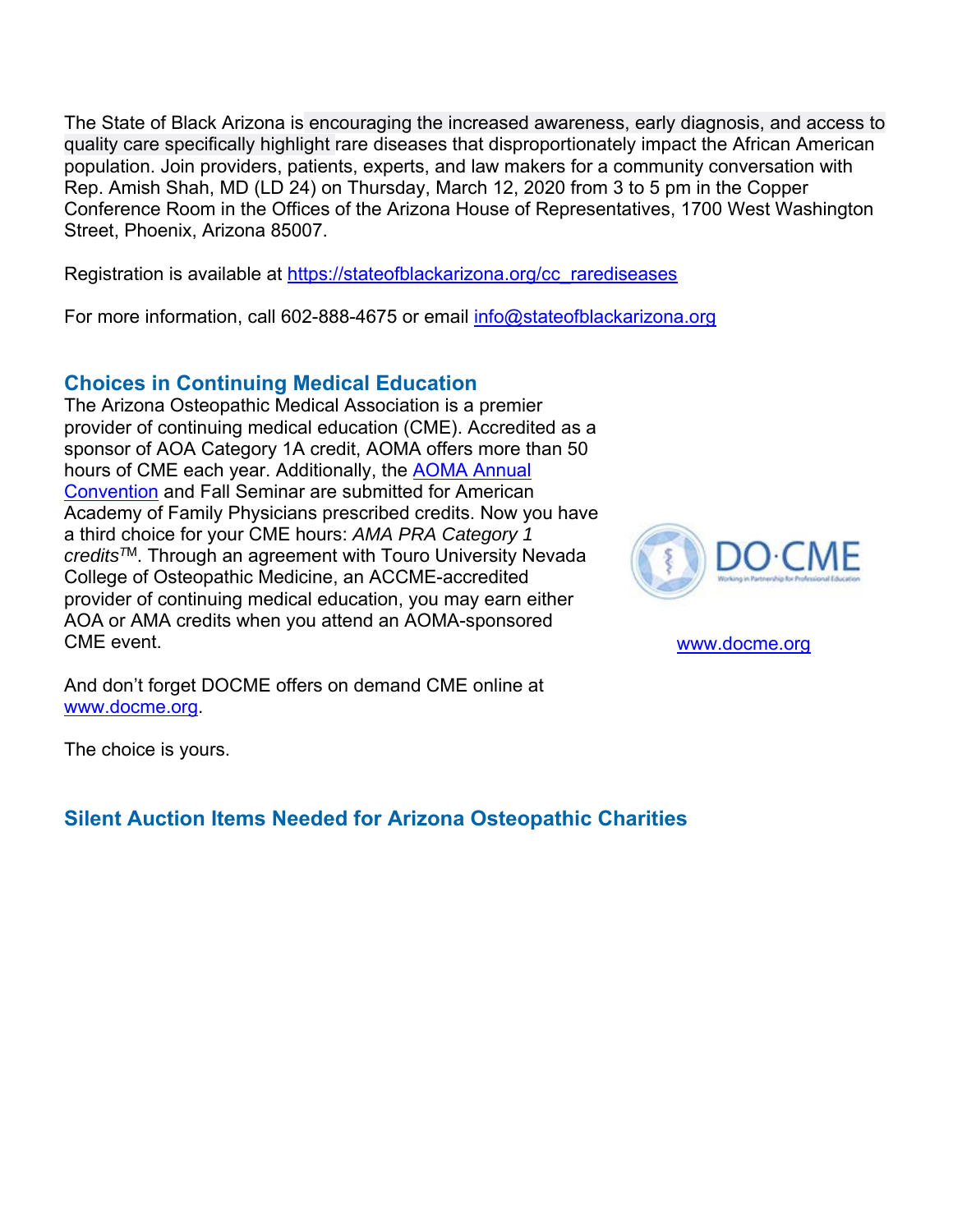The State of Black Arizona is encouraging the increased awareness, early diagnosis, and access to quality care specifically highlight rare diseases that disproportionately impact the African American population. Join providers, patients, experts, and law makers for a community conversation with Rep. Amish Shah, MD (LD 24) on Thursday, March 12, 2020 from 3 to 5 pm in the Copper Conference Room in the Offices of the Arizona House of Representatives, 1700 West Washington Street, Phoenix, Arizona 85007.

Registration is available at https://stateofblackarizona.org/cc_rarediseases

For more information, call 602-888-4675 or email info@stateofblackarizona.org

## Choices in Continuing Medical Education

The Arizona Osteopathic Medical Association is a premier provider of continuing medical education (CME). Accredited as a sponsor of AOA Category 1A credit, AOMA offers more than 50 hours of CME each year. Additionally, the AOMA Annual Convention and Fall Seminar are submitted for American Academy of Family Physicians prescribed credits. Now you have a third choice for your CME hours: *AMA PRA Category 1 credits™*. Through an agreement with Touro University Nevada College of Osteopathic Medicine, an ACCME-accredited provider of continuing medical education, you may earn either AOA or AMA credits when you attend an AOMA-sponsored CME event.

DO·CME — Working in Partnership for Professional Education

www.docme.org

And don't forget DOCME offers on demand CME online at www.docme.org.

The choice is yours.

## Silent Auction Items Needed for Arizona Osteopathic Charities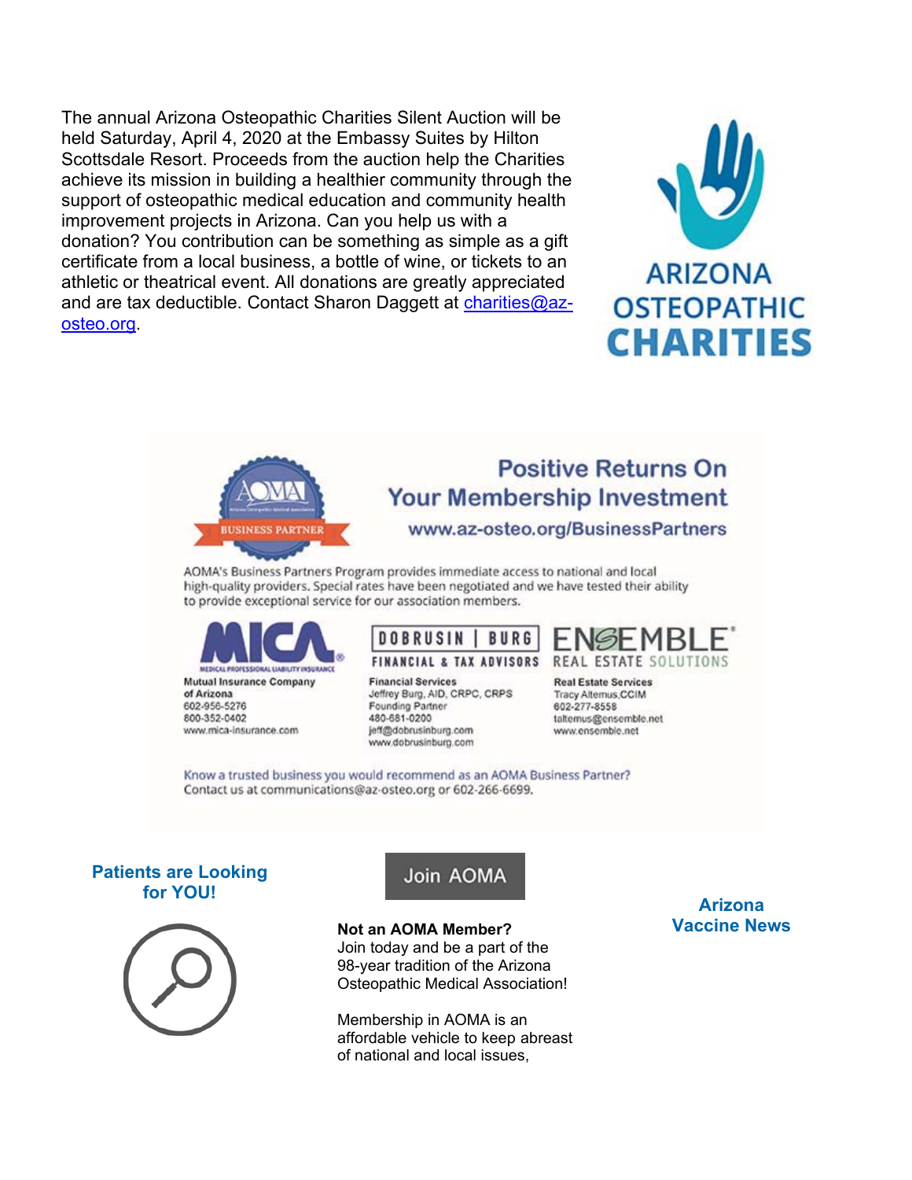The annual Arizona Osteopathic Charities Silent Auction will be held Saturday, April 4, 2020 at the Embassy Suites by Hilton Scottsdale Resort. Proceeds from the auction help the Charities achieve its mission in building a healthier community through the support of osteopathic medical education and community health improvement projects in Arizona. Can you help us with a donation? You contribution can be something as simple as a gift certificate from a local business, a bottle of wine, or tickets to an athletic or theatrical event. All donations are greatly appreciated and are tax deductible. Contact Sharon Daggett at charities@az-osteo.org.

ARIZONA OSTEOPATHIC CHARITIES

AOMA BUSINESS PARTNER

## Positive Returns On Your Membership Investment

www.az-osteo.org/BusinessPartners

AOMA's Business Partners Program provides immediate access to national and local high-quality providers. Special rates have been negotiated and we have tested their ability to provide exceptional service for our association members.

**MICA** MEDICAL PROFESSIONAL LIABILITY INSURANCE
Mutual Insurance Company of Arizona
602-956-5276
800-352-0402
www.mica-insurance.com

**DOBRUSIN | BURG** FINANCIAL & TAX ADVISORS
Financial Services
Jeffrey Burg, AID, CRPC, CRPS
Founding Partner
480-681-0200
jeff@dobrusinburg.com
www.dobrusinburg.com

**ENSEMBLE** REAL ESTATE SOLUTIONS
Real Estate Services
Tracy Altemus,CCIM
602-277-8558
taltemus@ensemble.net
www.ensemble.net

Know a trusted business you would recommend as an AOMA Business Partner?
Contact us at communications@az-osteo.org or 602-266-6699.

### Patients are Looking for YOU!

Join AOMA

**Not an AOMA Member?**
Join today and be a part of the 98-year tradition of the Arizona Osteopathic Medical Association!

Membership in AOMA is an affordable vehicle to keep abreast of national and local issues,

### Arizona Vaccine News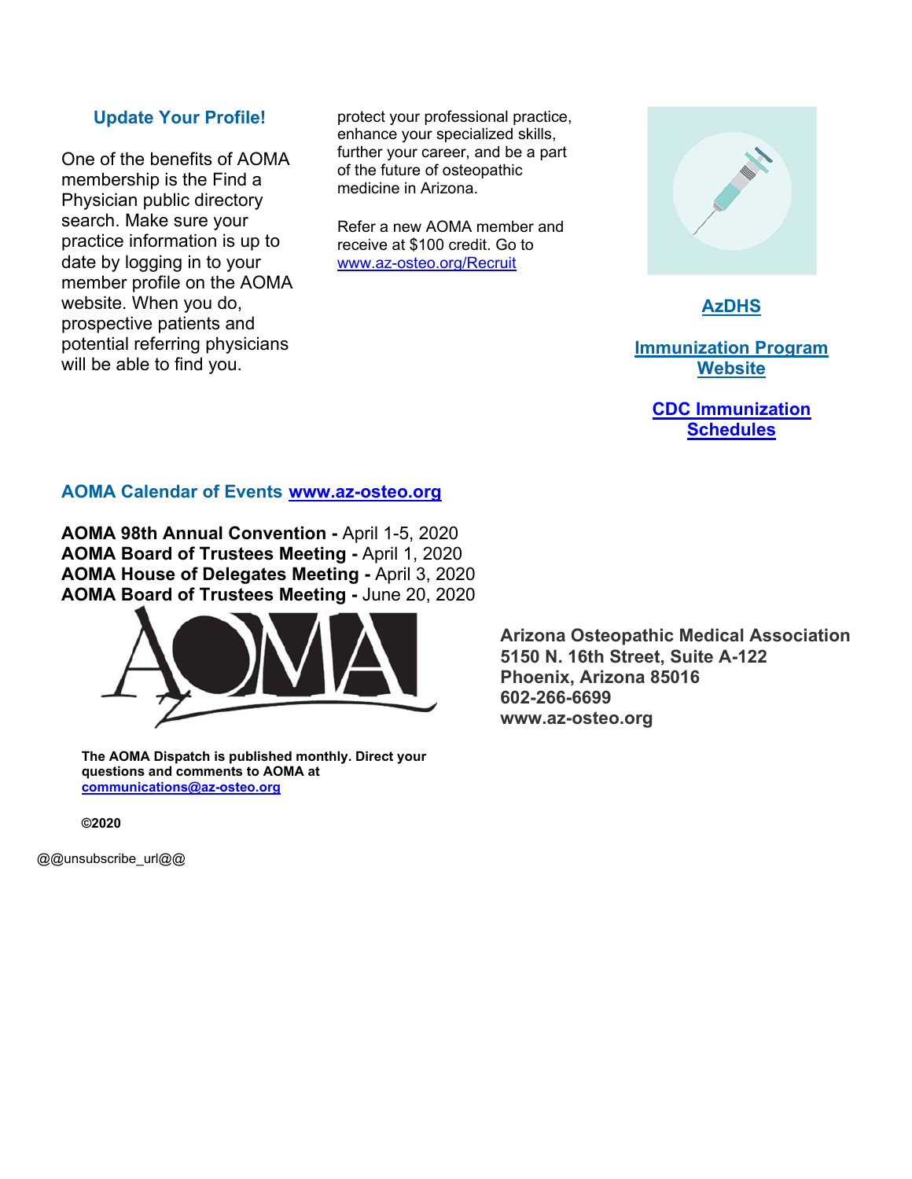### Update Your Profile!

One of the benefits of AOMA membership is the Find a Physician public directory search. Make sure your practice information is up to date by logging in to your member profile on the AOMA website. When you do, prospective patients and potential referring physicians will be able to find you.

protect your professional practice, enhance your specialized skills, further your career, and be a part of the future of osteopathic medicine in Arizona.

Refer a new AOMA member and receive at $100 credit. Go to www.az-osteo.org/Recruit

**AzDHS**

**Immunization Program Website**

**CDC Immunization Schedules**

### AOMA Calendar of Events www.az-osteo.org

**AOMA 98th Annual Convention -** April 1-5, 2020
**AOMA Board of Trustees Meeting -** April 1, 2020
**AOMA House of Delegates Meeting -** April 3, 2020
**AOMA Board of Trustees Meeting -** June 20, 2020

**Arizona Osteopathic Medical Association**
**5150 N. 16th Street, Suite A-122**
**Phoenix, Arizona 85016**
**602-266-6699**
**www.az-osteo.org**

**The AOMA Dispatch is published monthly. Direct your questions and comments to AOMA at communications@az-osteo.org**

**©2020**

@@unsubscribe_url@@